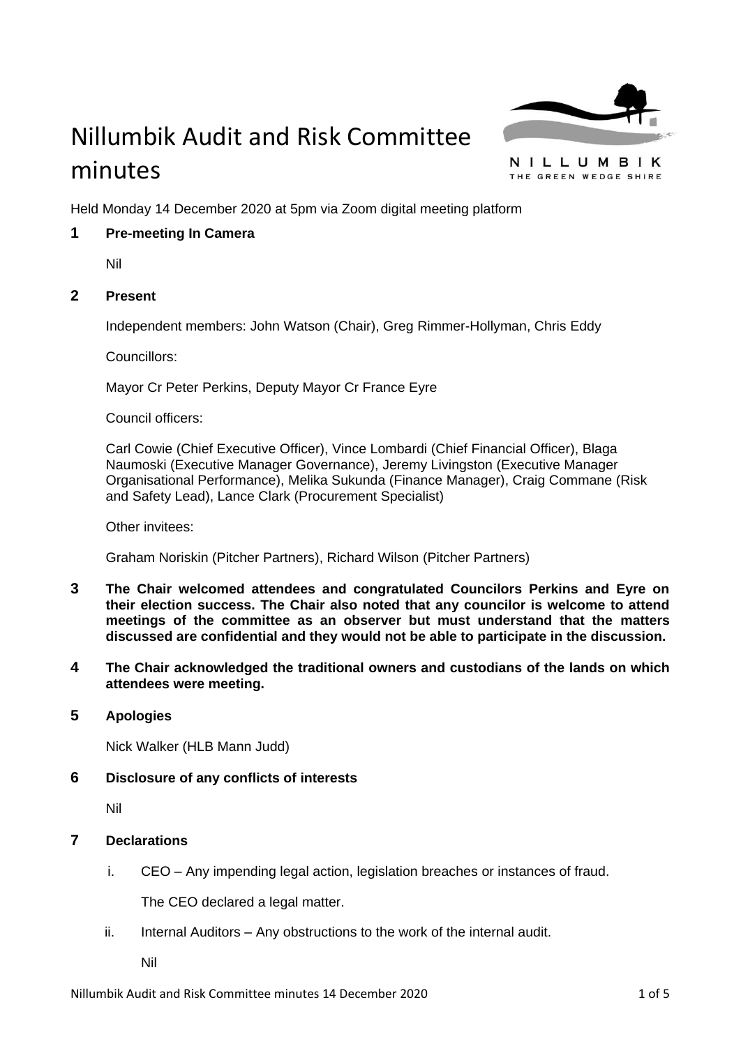# Nillumbik Audit and Risk Committee minutes

NILLUMBIK
THE GREEN WEDGE SHIRE

Held Monday 14 December 2020 at 5pm via Zoom digital meeting platform

## 1 Pre-meeting In Camera

Nil

## 2 Present

Independent members: John Watson (Chair), Greg Rimmer-Hollyman, Chris Eddy

Councillors:

Mayor Cr Peter Perkins, Deputy Mayor Cr France Eyre

Council officers:

Carl Cowie (Chief Executive Officer), Vince Lombardi (Chief Financial Officer), Blaga Naumoski (Executive Manager Governance), Jeremy Livingston (Executive Manager Organisational Performance), Melika Sukunda (Finance Manager), Craig Commane (Risk and Safety Lead), Lance Clark (Procurement Specialist)

Other invitees:

Graham Noriskin (Pitcher Partners), Richard Wilson (Pitcher Partners)

## 3 The Chair welcomed attendees and congratulated Councilors Perkins and Eyre on their election success. The Chair also noted that any councilor is welcome to attend meetings of the committee as an observer but must understand that the matters discussed are confidential and they would not be able to participate in the discussion.

## 4 The Chair acknowledged the traditional owners and custodians of the lands on which attendees were meeting.

## 5 Apologies

Nick Walker (HLB Mann Judd)

## 6 Disclosure of any conflicts of interests

Nil

## 7 Declarations

i. CEO – Any impending legal action, legislation breaches or instances of fraud.

   The CEO declared a legal matter.

ii. Internal Auditors – Any obstructions to the work of the internal audit.

   Nil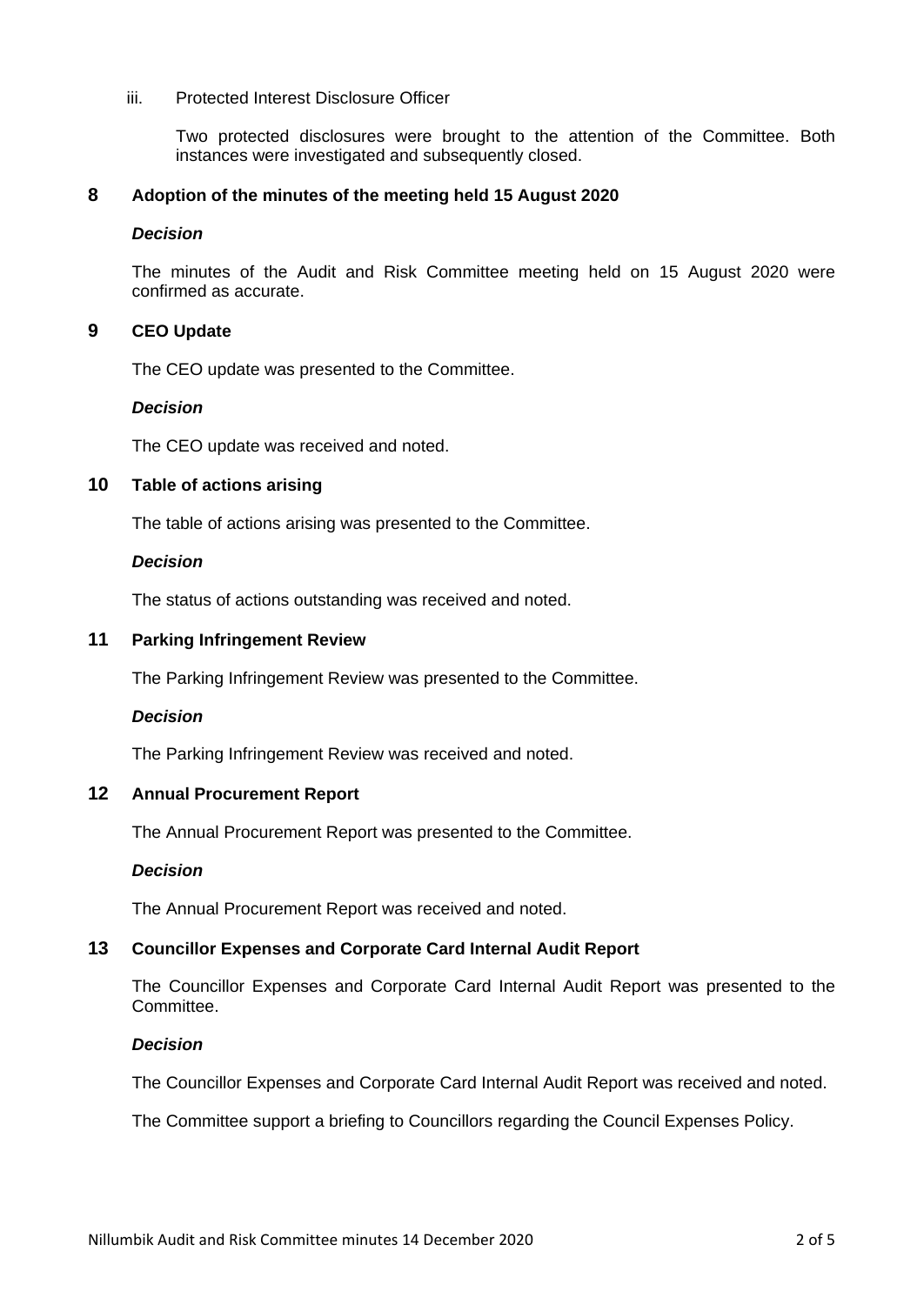iii. Protected Interest Disclosure Officer

Two protected disclosures were brought to the attention of the Committee. Both instances were investigated and subsequently closed.

## 8 Adoption of the minutes of the meeting held 15 August 2020

***Decision***

The minutes of the Audit and Risk Committee meeting held on 15 August 2020 were confirmed as accurate.

## 9 CEO Update

The CEO update was presented to the Committee.

***Decision***

The CEO update was received and noted.

## 10 Table of actions arising

The table of actions arising was presented to the Committee.

***Decision***

The status of actions outstanding was received and noted.

## 11 Parking Infringement Review

The Parking Infringement Review was presented to the Committee.

***Decision***

The Parking Infringement Review was received and noted.

## 12 Annual Procurement Report

The Annual Procurement Report was presented to the Committee.

***Decision***

The Annual Procurement Report was received and noted.

## 13 Councillor Expenses and Corporate Card Internal Audit Report

The Councillor Expenses and Corporate Card Internal Audit Report was presented to the Committee.

***Decision***

The Councillor Expenses and Corporate Card Internal Audit Report was received and noted.

The Committee support a briefing to Councillors regarding the Council Expenses Policy.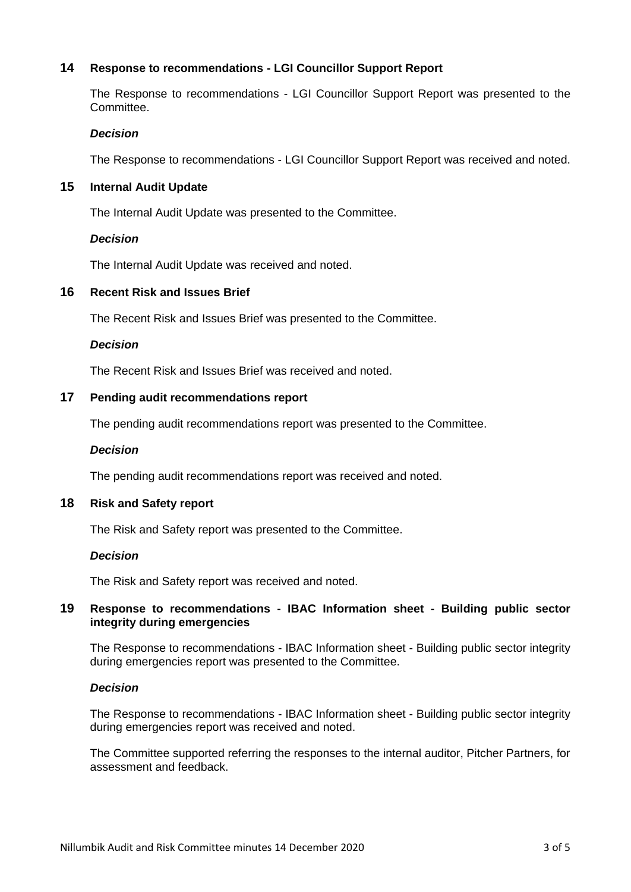## 14 Response to recommendations - LGI Councillor Support Report

The Response to recommendations - LGI Councillor Support Report was presented to the Committee.

### *Decision*

The Response to recommendations - LGI Councillor Support Report was received and noted.

## 15 Internal Audit Update

The Internal Audit Update was presented to the Committee.

### *Decision*

The Internal Audit Update was received and noted.

## 16 Recent Risk and Issues Brief

The Recent Risk and Issues Brief was presented to the Committee.

### *Decision*

The Recent Risk and Issues Brief was received and noted.

## 17 Pending audit recommendations report

The pending audit recommendations report was presented to the Committee.

### *Decision*

The pending audit recommendations report was received and noted.

## 18 Risk and Safety report

The Risk and Safety report was presented to the Committee.

### *Decision*

The Risk and Safety report was received and noted.

## 19 Response to recommendations - IBAC Information sheet - Building public sector integrity during emergencies

The Response to recommendations - IBAC Information sheet - Building public sector integrity during emergencies report was presented to the Committee.

### *Decision*

The Response to recommendations - IBAC Information sheet - Building public sector integrity during emergencies report was received and noted.

The Committee supported referring the responses to the internal auditor, Pitcher Partners, for assessment and feedback.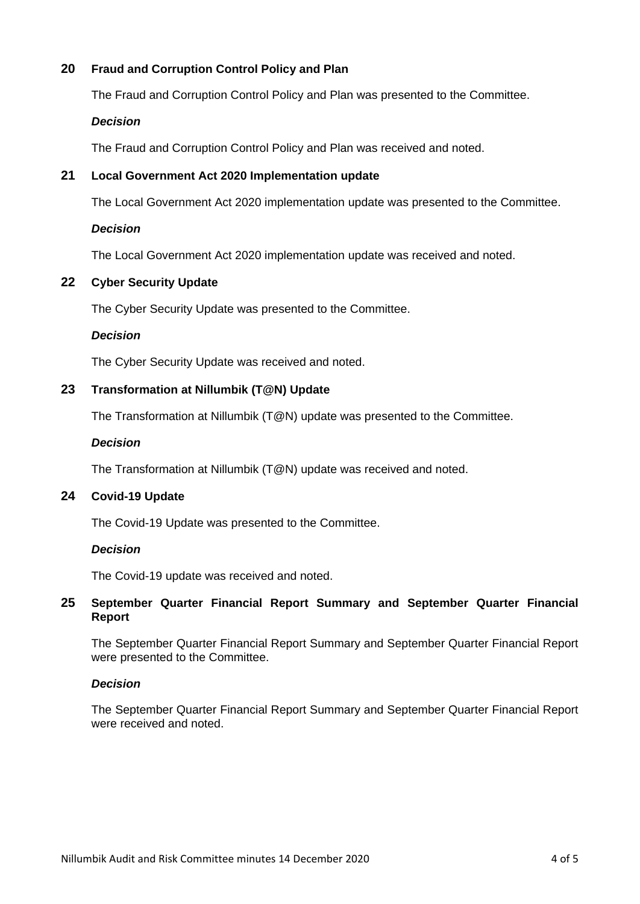## 20 Fraud and Corruption Control Policy and Plan

The Fraud and Corruption Control Policy and Plan was presented to the Committee.

***Decision***

The Fraud and Corruption Control Policy and Plan was received and noted.

## 21 Local Government Act 2020 Implementation update

The Local Government Act 2020 implementation update was presented to the Committee.

***Decision***

The Local Government Act 2020 implementation update was received and noted.

## 22 Cyber Security Update

The Cyber Security Update was presented to the Committee.

***Decision***

The Cyber Security Update was received and noted.

## 23 Transformation at Nillumbik (T@N) Update

The Transformation at Nillumbik (T@N) update was presented to the Committee.

***Decision***

The Transformation at Nillumbik (T@N) update was received and noted.

## 24 Covid-19 Update

The Covid-19 Update was presented to the Committee.

***Decision***

The Covid-19 update was received and noted.

## 25 September Quarter Financial Report Summary and September Quarter Financial Report

The September Quarter Financial Report Summary and September Quarter Financial Report were presented to the Committee.

***Decision***

The September Quarter Financial Report Summary and September Quarter Financial Report were received and noted.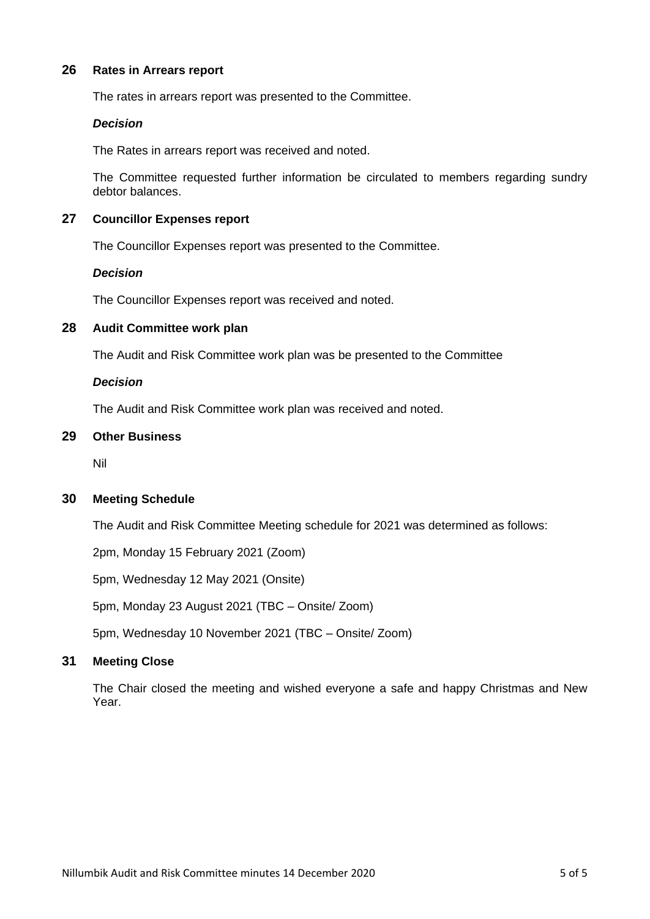## 26 Rates in Arrears report

The rates in arrears report was presented to the Committee.

***Decision***

The Rates in arrears report was received and noted.

The Committee requested further information be circulated to members regarding sundry debtor balances.

## 27 Councillor Expenses report

The Councillor Expenses report was presented to the Committee.

***Decision***

The Councillor Expenses report was received and noted.

## 28 Audit Committee work plan

The Audit and Risk Committee work plan was be presented to the Committee

***Decision***

The Audit and Risk Committee work plan was received and noted.

## 29 Other Business

Nil

## 30 Meeting Schedule

The Audit and Risk Committee Meeting schedule for 2021 was determined as follows:

2pm, Monday 15 February 2021 (Zoom)

5pm, Wednesday 12 May 2021 (Onsite)

5pm, Monday 23 August 2021 (TBC – Onsite/ Zoom)

5pm, Wednesday 10 November 2021 (TBC – Onsite/ Zoom)

## 31 Meeting Close

The Chair closed the meeting and wished everyone a safe and happy Christmas and New Year.